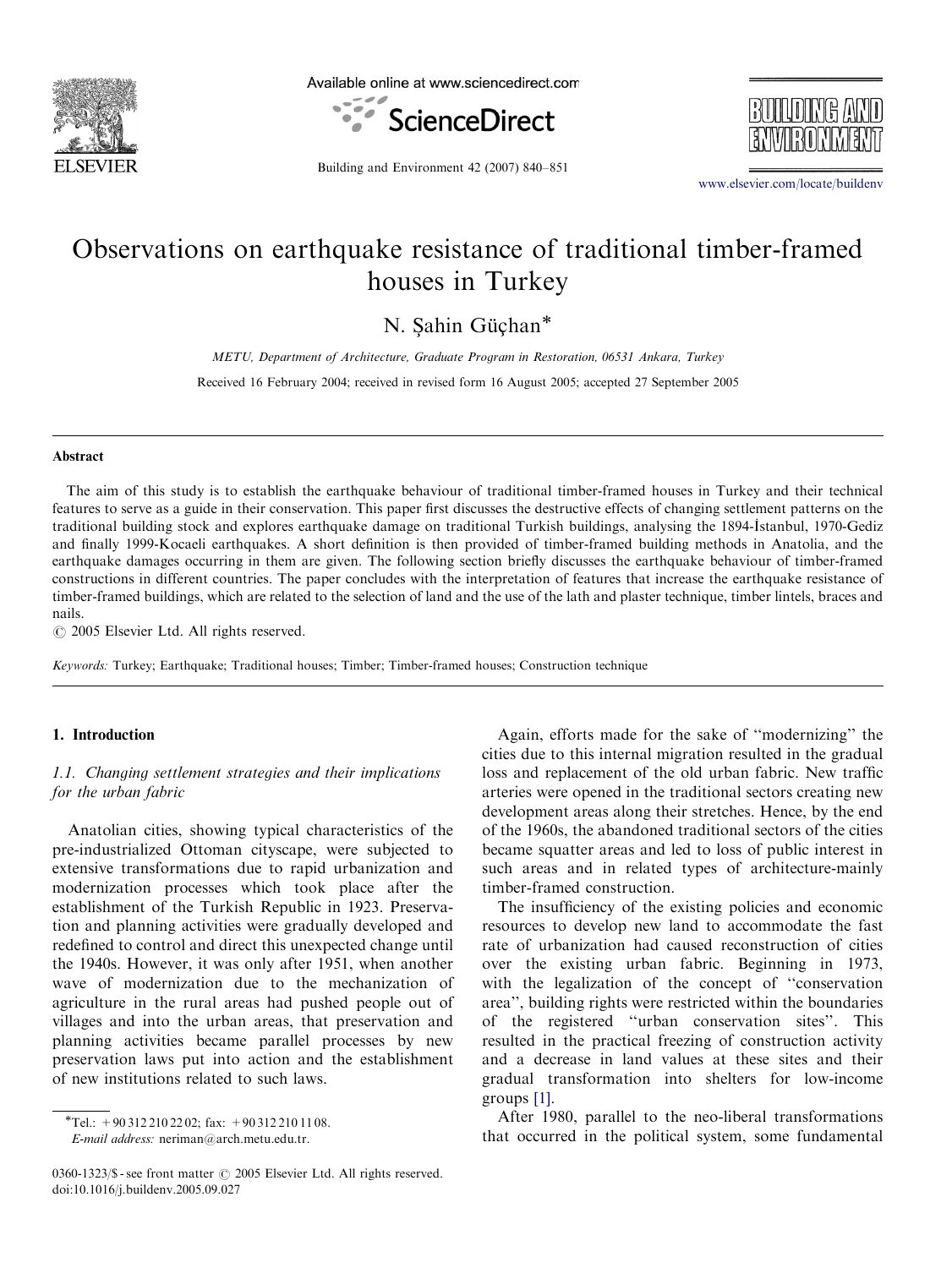# Observations on earthquake resistance of traditional timber-framed houses in Turkey

N. Şahin Güçhan*

*METU, Department of Architecture, Graduate Program in Restoration, 06531 Ankara, Turkey*

Received 16 February 2004; received in revised form 16 August 2005; accepted 27 September 2005

## Abstract

The aim of this study is to establish the earthquake behaviour of traditional timber-framed houses in Turkey and their technical features to serve as a guide in their conservation. This paper first discusses the destructive effects of changing settlement patterns on the traditional building stock and explores earthquake damage on traditional Turkish buildings, analysing the 1894-İstanbul, 1970-Gediz and finally 1999-Kocaeli earthquakes. A short definition is then provided of timber-framed building methods in Anatolia, and the earthquake damages occurring in them are given. The following section briefly discusses the earthquake behaviour of timber-framed constructions in different countries. The paper concludes with the interpretation of features that increase the earthquake resistance of timber-framed buildings, which are related to the selection of land and the use of the lath and plaster technique, timber lintels, braces and nails.

© 2005 Elsevier Ltd. All rights reserved.

*Keywords:* Turkey; Earthquake; Traditional houses; Timber; Timber-framed houses; Construction technique

## 1. Introduction

### 1.1. Changing settlement strategies and their implications for the urban fabric

Anatolian cities, showing typical characteristics of the pre-industrialized Ottoman cityscape, were subjected to extensive transformations due to rapid urbanization and modernization processes which took place after the establishment of the Turkish Republic in 1923. Preservation and planning activities were gradually developed and redefined to control and direct this unexpected change until the 1940s. However, it was only after 1951, when another wave of modernization due to the mechanization of agriculture in the rural areas had pushed people out of villages and into the urban areas, that preservation and planning activities became parallel processes by new preservation laws put into action and the establishment of new institutions related to such laws.

Again, efforts made for the sake of "modernizing" the cities due to this internal migration resulted in the gradual loss and replacement of the old urban fabric. New traffic arteries were opened in the traditional sectors creating new development areas along their stretches. Hence, by the end of the 1960s, the abandoned traditional sectors of the cities became squatter areas and led to loss of public interest in such areas and in related types of architecture-mainly timber-framed construction.

The insufficiency of the existing policies and economic resources to develop new land to accommodate the fast rate of urbanization had caused reconstruction of cities over the existing urban fabric. Beginning in 1973, with the legalization of the concept of "conservation area", building rights were restricted within the boundaries of the registered "urban conservation sites". This resulted in the practical freezing of construction activity and a decrease in land values at these sites and their gradual transformation into shelters for low-income groups [1].

After 1980, parallel to the neo-liberal transformations that occurred in the political system, some fundamental

*Tel.: +90 312 210 22 02; fax: +90 312 210 11 08.
*E-mail address:* neriman@arch.metu.edu.tr.

0360-1323/$ - see front matter © 2005 Elsevier Ltd. All rights reserved.
doi:10.1016/j.buildenv.2005.09.027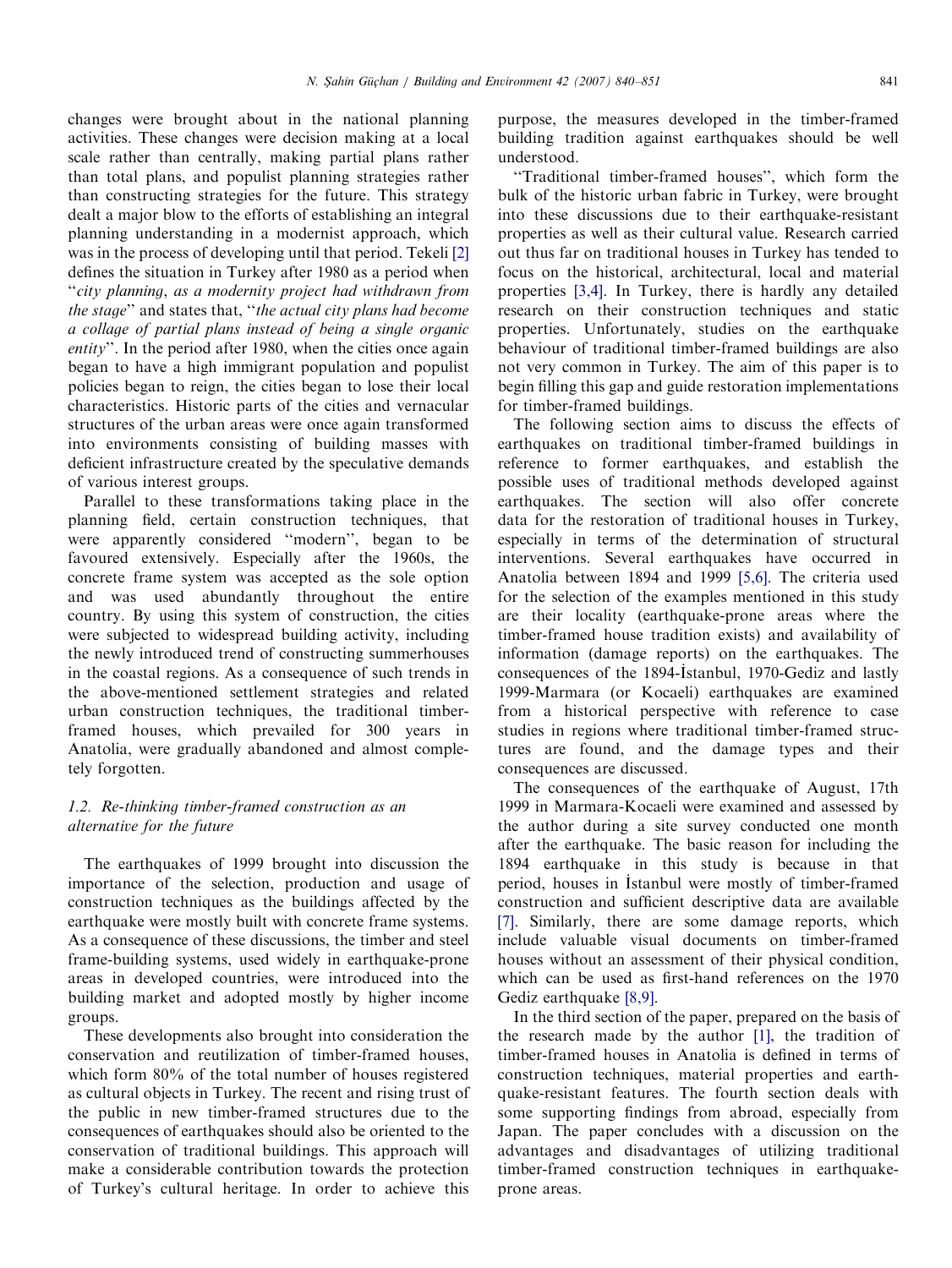changes were brought about in the national planning activities. These changes were decision making at a local scale rather than centrally, making partial plans rather than total plans, and populist planning strategies rather than constructing strategies for the future. This strategy dealt a major blow to the efforts of establishing an integral planning understanding in a modernist approach, which was in the process of developing until that period. Tekeli [2] defines the situation in Turkey after 1980 as a period when "*city planning, as a modernity project had withdrawn from the stage*" and states that, "*the actual city plans had become a collage of partial plans instead of being a single organic entity*". In the period after 1980, when the cities once again began to have a high immigrant population and populist policies began to reign, the cities began to lose their local characteristics. Historic parts of the cities and vernacular structures of the urban areas were once again transformed into environments consisting of building masses with deficient infrastructure created by the speculative demands of various interest groups.

Parallel to these transformations taking place in the planning field, certain construction techniques, that were apparently considered "modern", began to be favoured extensively. Especially after the 1960s, the concrete frame system was accepted as the sole option and was used abundantly throughout the entire country. By using this system of construction, the cities were subjected to widespread building activity, including the newly introduced trend of constructing summerhouses in the coastal regions. As a consequence of such trends in the above-mentioned settlement strategies and related urban construction techniques, the traditional timber-framed houses, which prevailed for 300 years in Anatolia, were gradually abandoned and almost completely forgotten.

### 1.2. *Re-thinking timber-framed construction as an alternative for the future*

The earthquakes of 1999 brought into discussion the importance of the selection, production and usage of construction techniques as the buildings affected by the earthquake were mostly built with concrete frame systems. As a consequence of these discussions, the timber and steel frame-building systems, used widely in earthquake-prone areas in developed countries, were introduced into the building market and adopted mostly by higher income groups.

These developments also brought into consideration the conservation and reutilization of timber-framed houses, which form 80% of the total number of houses registered as cultural objects in Turkey. The recent and rising trust of the public in new timber-framed structures due to the consequences of earthquakes should also be oriented to the conservation of traditional buildings. This approach will make a considerable contribution towards the protection of Turkey's cultural heritage. In order to achieve this purpose, the measures developed in the timber-framed building tradition against earthquakes should be well understood.

"Traditional timber-framed houses", which form the bulk of the historic urban fabric in Turkey, were brought into these discussions due to their earthquake-resistant properties as well as their cultural value. Research carried out thus far on traditional houses in Turkey has tended to focus on the historical, architectural, local and material properties [3,4]. In Turkey, there is hardly any detailed research on their construction techniques and static properties. Unfortunately, studies on the earthquake behaviour of traditional timber-framed buildings are also not very common in Turkey. The aim of this paper is to begin filling this gap and guide restoration implementations for timber-framed buildings.

The following section aims to discuss the effects of earthquakes on traditional timber-framed buildings in reference to former earthquakes, and establish the possible uses of traditional methods developed against earthquakes. The section will also offer concrete data for the restoration of traditional houses in Turkey, especially in terms of the determination of structural interventions. Several earthquakes have occurred in Anatolia between 1894 and 1999 [5,6]. The criteria used for the selection of the examples mentioned in this study are their locality (earthquake-prone areas where the timber-framed house tradition exists) and availability of information (damage reports) on the earthquakes. The consequences of the 1894-İstanbul, 1970-Gediz and lastly 1999-Marmara (or Kocaeli) earthquakes are examined from a historical perspective with reference to case studies in regions where traditional timber-framed structures are found, and the damage types and their consequences are discussed.

The consequences of the earthquake of August, 17th 1999 in Marmara-Kocaeli were examined and assessed by the author during a site survey conducted one month after the earthquake. The basic reason for including the 1894 earthquake in this study is because in that period, houses in İstanbul were mostly of timber-framed construction and sufficient descriptive data are available [7]. Similarly, there are some damage reports, which include valuable visual documents on timber-framed houses without an assessment of their physical condition, which can be used as first-hand references on the 1970 Gediz earthquake [8,9].

In the third section of the paper, prepared on the basis of the research made by the author [1], the tradition of timber-framed houses in Anatolia is defined in terms of construction techniques, material properties and earthquake-resistant features. The fourth section deals with some supporting findings from abroad, especially from Japan. The paper concludes with a discussion on the advantages and disadvantages of utilizing traditional timber-framed construction techniques in earthquake-prone areas.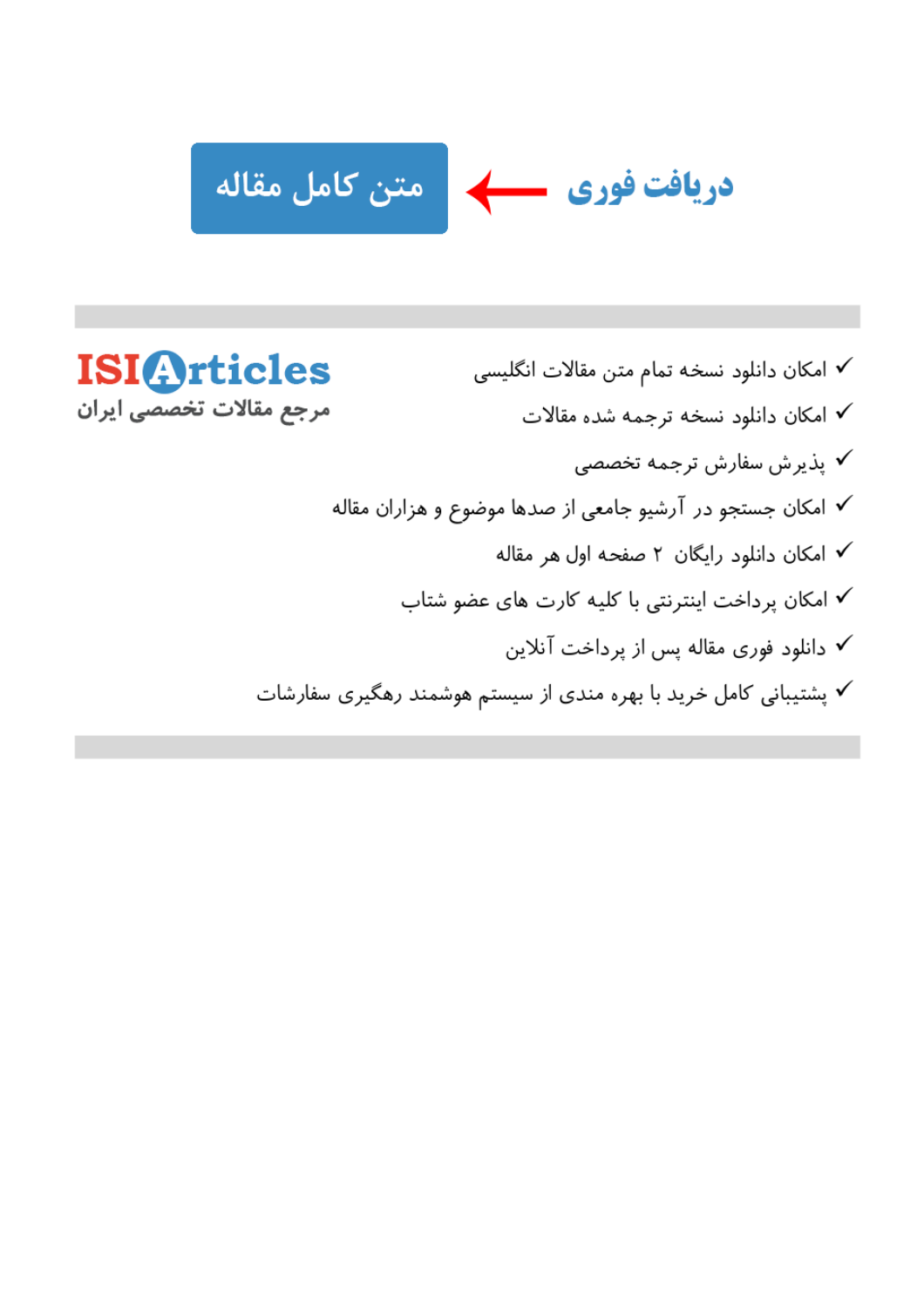دریافت فوری ← **متن کامل مقاله**

**ISIArticles**
مرجع مقالات تخصصی ایران

- ✓ امکان دانلود نسخه تمام متن مقالات انگلیسی
- ✓ امکان دانلود نسخه ترجمه شده مقالات
- ✓ پذیرش سفارش ترجمه تخصصی
- ✓ امکان جستجو در آرشیو جامعی از صدها موضوع و هزاران مقاله
- ✓ امکان دانلود رایگان ۲ صفحه اول هر مقاله
- ✓ امکان پرداخت اینترنتی با کلیه کارت های عضو شتاب
- ✓ دانلود فوری مقاله پس از پرداخت آنلاین
- ✓ پشتیبانی کامل خرید با بهره مندی از سیستم هوشمند رهگیری سفارشات